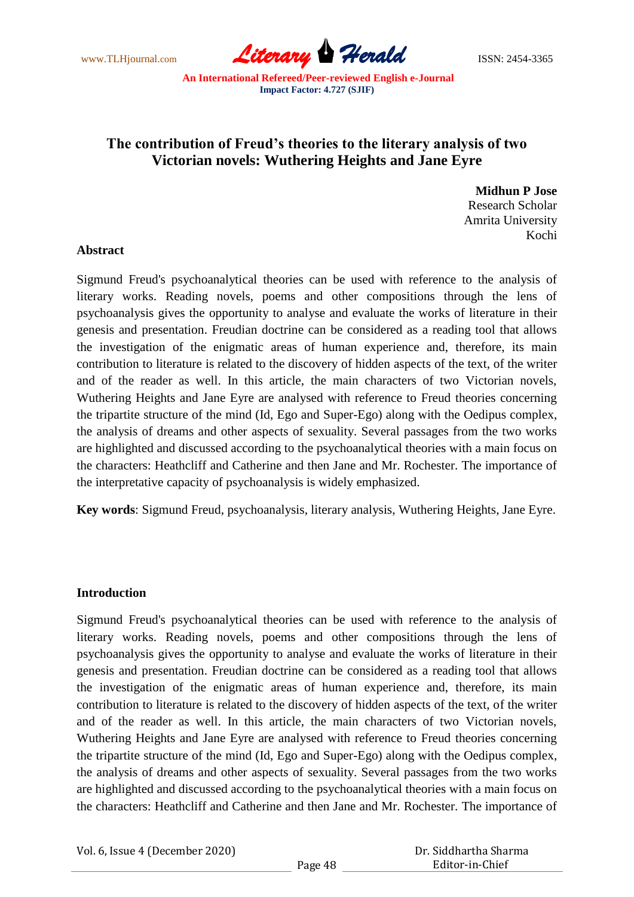# The contribution of Freud's theories to the literary analysis of two Victorian novels: Wuthering Heights and Jane Eyre

**Midhun P Jose**
Research Scholar
Amrita University
Kochi

## Abstract

Sigmund Freud's psychoanalytical theories can be used with reference to the analysis of literary works. Reading novels, poems and other compositions through the lens of psychoanalysis gives the opportunity to analyse and evaluate the works of literature in their genesis and presentation. Freudian doctrine can be considered as a reading tool that allows the investigation of the enigmatic areas of human experience and, therefore, its main contribution to literature is related to the discovery of hidden aspects of the text, of the writer and of the reader as well. In this article, the main characters of two Victorian novels, Wuthering Heights and Jane Eyre are analysed with reference to Freud theories concerning the tripartite structure of the mind (Id, Ego and Super-Ego) along with the Oedipus complex, the analysis of dreams and other aspects of sexuality. Several passages from the two works are highlighted and discussed according to the psychoanalytical theories with a main focus on the characters: Heathcliff and Catherine and then Jane and Mr. Rochester. The importance of the interpretative capacity of psychoanalysis is widely emphasized.

**Key words**: Sigmund Freud, psychoanalysis, literary analysis, Wuthering Heights, Jane Eyre.

## Introduction

Sigmund Freud's psychoanalytical theories can be used with reference to the analysis of literary works. Reading novels, poems and other compositions through the lens of psychoanalysis gives the opportunity to analyse and evaluate the works of literature in their genesis and presentation. Freudian doctrine can be considered as a reading tool that allows the investigation of the enigmatic areas of human experience and, therefore, its main contribution to literature is related to the discovery of hidden aspects of the text, of the writer and of the reader as well. In this article, the main characters of two Victorian novels, Wuthering Heights and Jane Eyre are analysed with reference to Freud theories concerning the tripartite structure of the mind (Id, Ego and Super-Ego) along with the Oedipus complex, the analysis of dreams and other aspects of sexuality. Several passages from the two works are highlighted and discussed according to the psychoanalytical theories with a main focus on the characters: Heathcliff and Catherine and then Jane and Mr. Rochester. The importance of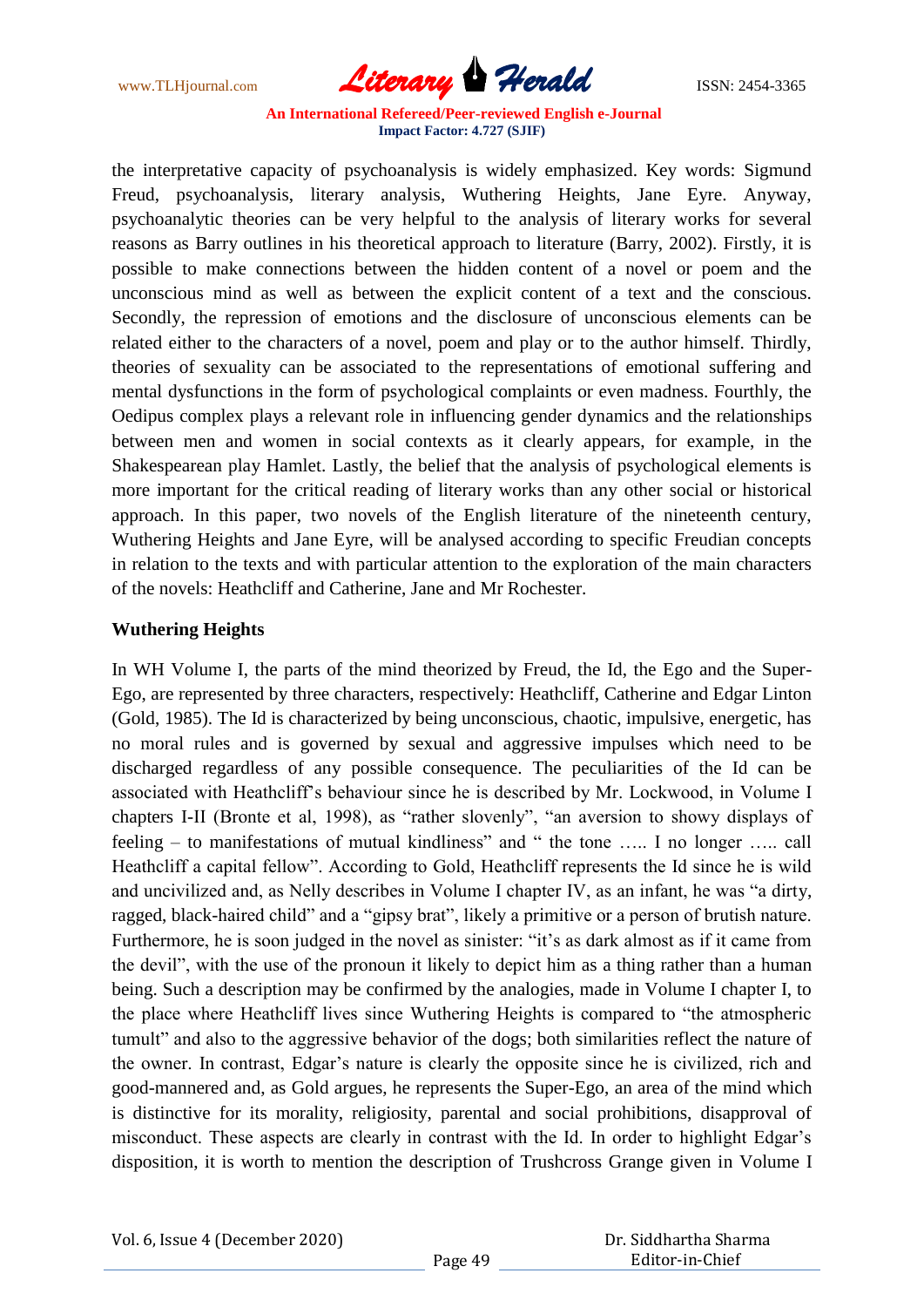the interpretative capacity of psychoanalysis is widely emphasized. Key words: Sigmund Freud, psychoanalysis, literary analysis, Wuthering Heights, Jane Eyre. Anyway, psychoanalytic theories can be very helpful to the analysis of literary works for several reasons as Barry outlines in his theoretical approach to literature (Barry, 2002). Firstly, it is possible to make connections between the hidden content of a novel or poem and the unconscious mind as well as between the explicit content of a text and the conscious. Secondly, the repression of emotions and the disclosure of unconscious elements can be related either to the characters of a novel, poem and play or to the author himself. Thirdly, theories of sexuality can be associated to the representations of emotional suffering and mental dysfunctions in the form of psychological complaints or even madness. Fourthly, the Oedipus complex plays a relevant role in influencing gender dynamics and the relationships between men and women in social contexts as it clearly appears, for example, in the Shakespearean play Hamlet. Lastly, the belief that the analysis of psychological elements is more important for the critical reading of literary works than any other social or historical approach. In this paper, two novels of the English literature of the nineteenth century, Wuthering Heights and Jane Eyre, will be analysed according to specific Freudian concepts in relation to the texts and with particular attention to the exploration of the main characters of the novels: Heathcliff and Catherine, Jane and Mr Rochester.

## Wuthering Heights

In WH Volume I, the parts of the mind theorized by Freud, the Id, the Ego and the Super-Ego, are represented by three characters, respectively: Heathcliff, Catherine and Edgar Linton (Gold, 1985). The Id is characterized by being unconscious, chaotic, impulsive, energetic, has no moral rules and is governed by sexual and aggressive impulses which need to be discharged regardless of any possible consequence. The peculiarities of the Id can be associated with Heathcliff's behaviour since he is described by Mr. Lockwood, in Volume I chapters I-II (Bronte et al, 1998), as "rather slovenly", "an aversion to showy displays of feeling – to manifestations of mutual kindliness" and " the tone ….. I no longer ….. call Heathcliff a capital fellow". According to Gold, Heathcliff represents the Id since he is wild and uncivilized and, as Nelly describes in Volume I chapter IV, as an infant, he was "a dirty, ragged, black-haired child" and a "gipsy brat", likely a primitive or a person of brutish nature. Furthermore, he is soon judged in the novel as sinister: "it's as dark almost as if it came from the devil", with the use of the pronoun it likely to depict him as a thing rather than a human being. Such a description may be confirmed by the analogies, made in Volume I chapter I, to the place where Heathcliff lives since Wuthering Heights is compared to "the atmospheric tumult" and also to the aggressive behavior of the dogs; both similarities reflect the nature of the owner. In contrast, Edgar's nature is clearly the opposite since he is civilized, rich and good-mannered and, as Gold argues, he represents the Super-Ego, an area of the mind which is distinctive for its morality, religiosity, parental and social prohibitions, disapproval of misconduct. These aspects are clearly in contrast with the Id. In order to highlight Edgar's disposition, it is worth to mention the description of Trushcross Grange given in Volume I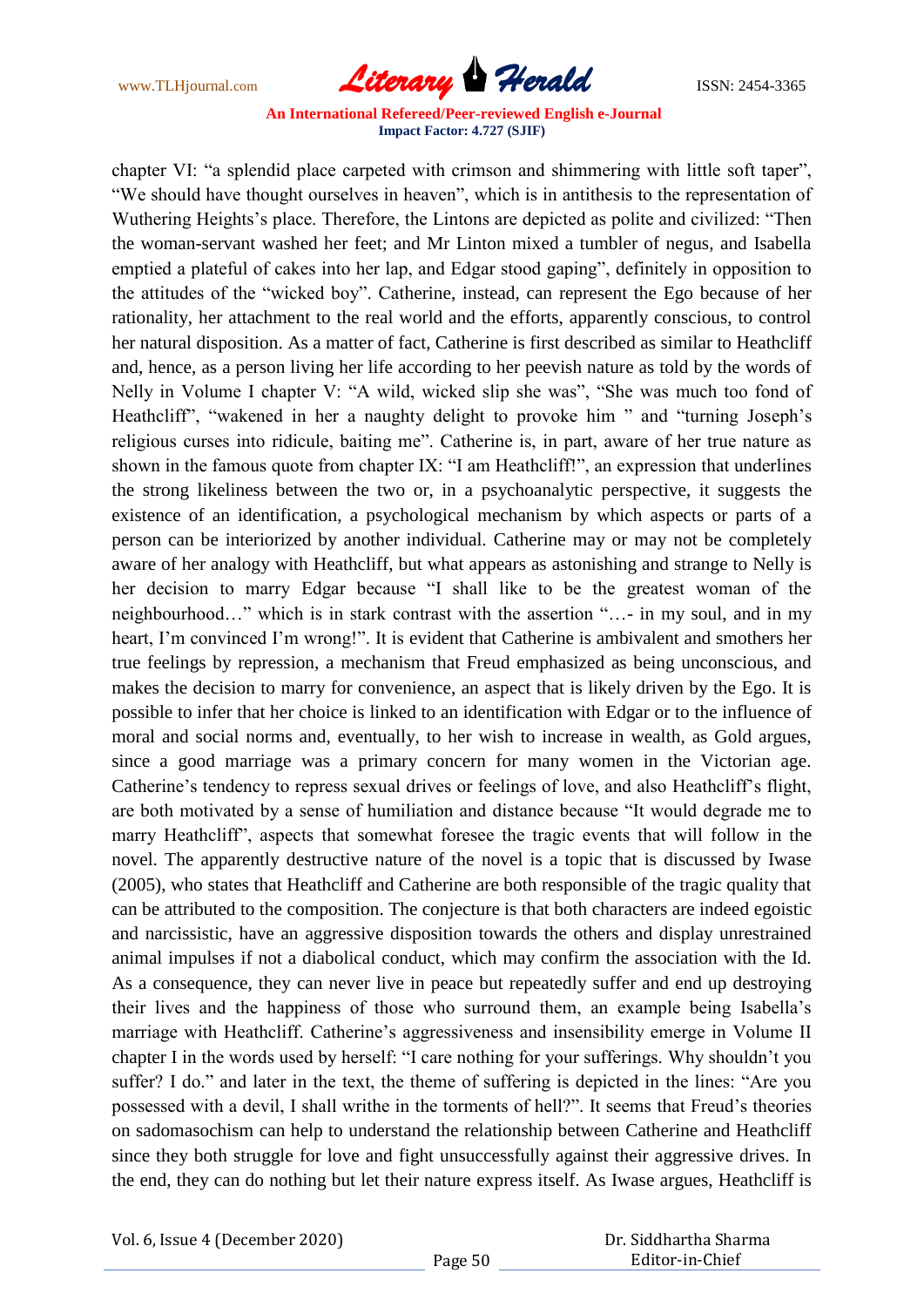chapter VI: "a splendid place carpeted with crimson and shimmering with little soft taper", "We should have thought ourselves in heaven", which is in antithesis to the representation of Wuthering Heights's place. Therefore, the Lintons are depicted as polite and civilized: "Then the woman-servant washed her feet; and Mr Linton mixed a tumbler of negus, and Isabella emptied a plateful of cakes into her lap, and Edgar stood gaping", definitely in opposition to the attitudes of the "wicked boy". Catherine, instead, can represent the Ego because of her rationality, her attachment to the real world and the efforts, apparently conscious, to control her natural disposition. As a matter of fact, Catherine is first described as similar to Heathcliff and, hence, as a person living her life according to her peevish nature as told by the words of Nelly in Volume I chapter V: "A wild, wicked slip she was", "She was much too fond of Heathcliff", "wakened in her a naughty delight to provoke him " and "turning Joseph's religious curses into ridicule, baiting me". Catherine is, in part, aware of her true nature as shown in the famous quote from chapter IX: "I am Heathcliff!", an expression that underlines the strong likeliness between the two or, in a psychoanalytic perspective, it suggests the existence of an identification, a psychological mechanism by which aspects or parts of a person can be interiorized by another individual. Catherine may or may not be completely aware of her analogy with Heathcliff, but what appears as astonishing and strange to Nelly is her decision to marry Edgar because "I shall like to be the greatest woman of the neighbourhood…" which is in stark contrast with the assertion "…- in my soul, and in my heart, I'm convinced I'm wrong!". It is evident that Catherine is ambivalent and smothers her true feelings by repression, a mechanism that Freud emphasized as being unconscious, and makes the decision to marry for convenience, an aspect that is likely driven by the Ego. It is possible to infer that her choice is linked to an identification with Edgar or to the influence of moral and social norms and, eventually, to her wish to increase in wealth, as Gold argues, since a good marriage was a primary concern for many women in the Victorian age. Catherine's tendency to repress sexual drives or feelings of love, and also Heathcliff's flight, are both motivated by a sense of humiliation and distance because "It would degrade me to marry Heathcliff", aspects that somewhat foresee the tragic events that will follow in the novel. The apparently destructive nature of the novel is a topic that is discussed by Iwase (2005), who states that Heathcliff and Catherine are both responsible of the tragic quality that can be attributed to the composition. The conjecture is that both characters are indeed egoistic and narcissistic, have an aggressive disposition towards the others and display unrestrained animal impulses if not a diabolical conduct, which may confirm the association with the Id. As a consequence, they can never live in peace but repeatedly suffer and end up destroying their lives and the happiness of those who surround them, an example being Isabella's marriage with Heathcliff. Catherine's aggressiveness and insensibility emerge in Volume II chapter I in the words used by herself: "I care nothing for your sufferings. Why shouldn't you suffer? I do." and later in the text, the theme of suffering is depicted in the lines: "Are you possessed with a devil, I shall writhe in the torments of hell?". It seems that Freud's theories on sadomasochism can help to understand the relationship between Catherine and Heathcliff since they both struggle for love and fight unsuccessfully against their aggressive drives. In the end, they can do nothing but let their nature express itself. As Iwase argues, Heathcliff is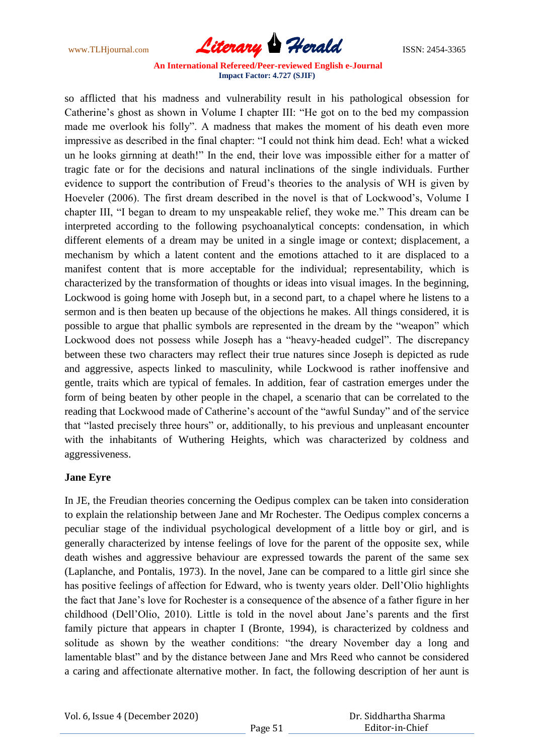so afflicted that his madness and vulnerability result in his pathological obsession for Catherine's ghost as shown in Volume I chapter III: "He got on to the bed my compassion made me overlook his folly". A madness that makes the moment of his death even more impressive as described in the final chapter: "I could not think him dead. Ech! what a wicked un he looks girnning at death!" In the end, their love was impossible either for a matter of tragic fate or for the decisions and natural inclinations of the single individuals. Further evidence to support the contribution of Freud's theories to the analysis of WH is given by Hoeveler (2006). The first dream described in the novel is that of Lockwood's, Volume I chapter III, "I began to dream to my unspeakable relief, they woke me." This dream can be interpreted according to the following psychoanalytical concepts: condensation, in which different elements of a dream may be united in a single image or context; displacement, a mechanism by which a latent content and the emotions attached to it are displaced to a manifest content that is more acceptable for the individual; representability, which is characterized by the transformation of thoughts or ideas into visual images. In the beginning, Lockwood is going home with Joseph but, in a second part, to a chapel where he listens to a sermon and is then beaten up because of the objections he makes. All things considered, it is possible to argue that phallic symbols are represented in the dream by the "weapon" which Lockwood does not possess while Joseph has a "heavy-headed cudgel". The discrepancy between these two characters may reflect their true natures since Joseph is depicted as rude and aggressive, aspects linked to masculinity, while Lockwood is rather inoffensive and gentle, traits which are typical of females. In addition, fear of castration emerges under the form of being beaten by other people in the chapel, a scenario that can be correlated to the reading that Lockwood made of Catherine's account of the "awful Sunday" and of the service that "lasted precisely three hours" or, additionally, to his previous and unpleasant encounter with the inhabitants of Wuthering Heights, which was characterized by coldness and aggressiveness.

## Jane Eyre

In JE, the Freudian theories concerning the Oedipus complex can be taken into consideration to explain the relationship between Jane and Mr Rochester. The Oedipus complex concerns a peculiar stage of the individual psychological development of a little boy or girl, and is generally characterized by intense feelings of love for the parent of the opposite sex, while death wishes and aggressive behaviour are expressed towards the parent of the same sex (Laplanche, and Pontalis, 1973). In the novel, Jane can be compared to a little girl since she has positive feelings of affection for Edward, who is twenty years older. Dell'Olio highlights the fact that Jane's love for Rochester is a consequence of the absence of a father figure in her childhood (Dell'Olio, 2010). Little is told in the novel about Jane's parents and the first family picture that appears in chapter I (Bronte, 1994), is characterized by coldness and solitude as shown by the weather conditions: "the dreary November day a long and lamentable blast" and by the distance between Jane and Mrs Reed who cannot be considered a caring and affectionate alternative mother. In fact, the following description of her aunt is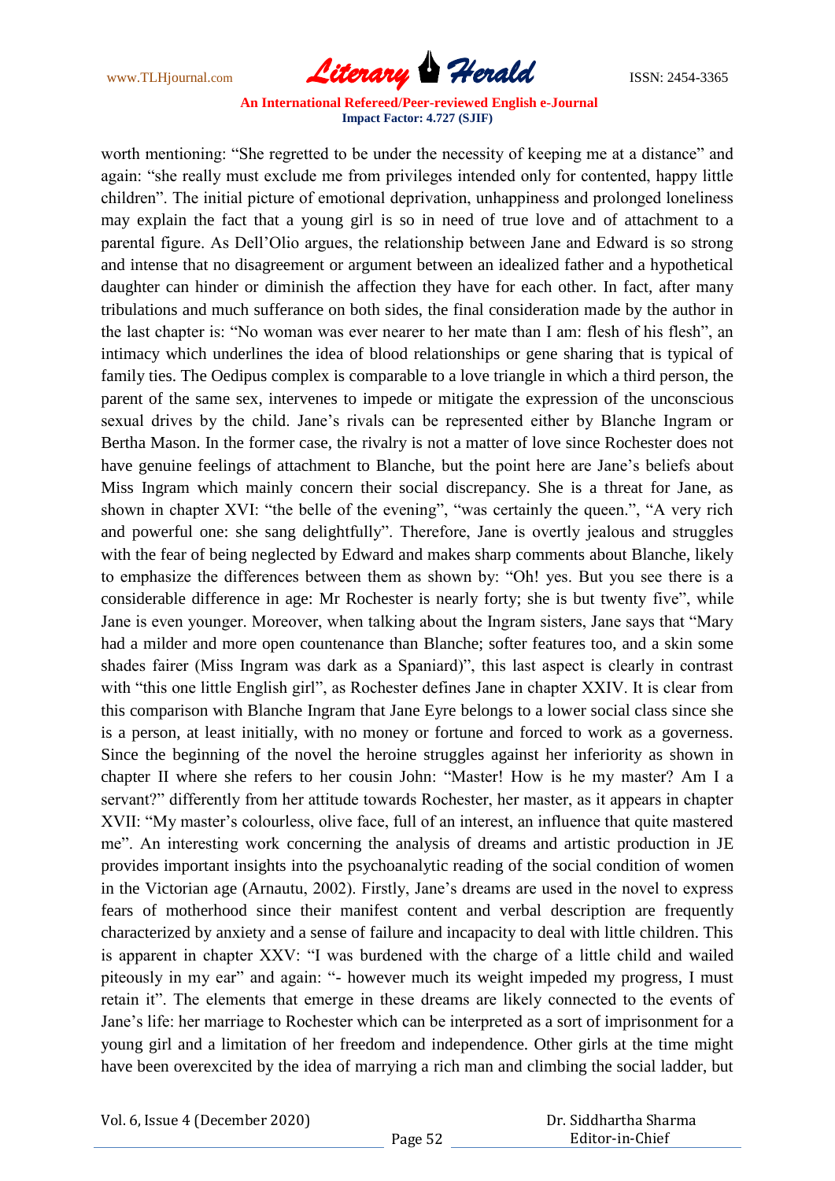worth mentioning: "She regretted to be under the necessity of keeping me at a distance" and again: "she really must exclude me from privileges intended only for contented, happy little children". The initial picture of emotional deprivation, unhappiness and prolonged loneliness may explain the fact that a young girl is so in need of true love and of attachment to a parental figure. As Dell'Olio argues, the relationship between Jane and Edward is so strong and intense that no disagreement or argument between an idealized father and a hypothetical daughter can hinder or diminish the affection they have for each other. In fact, after many tribulations and much sufferance on both sides, the final consideration made by the author in the last chapter is: "No woman was ever nearer to her mate than I am: flesh of his flesh", an intimacy which underlines the idea of blood relationships or gene sharing that is typical of family ties. The Oedipus complex is comparable to a love triangle in which a third person, the parent of the same sex, intervenes to impede or mitigate the expression of the unconscious sexual drives by the child. Jane's rivals can be represented either by Blanche Ingram or Bertha Mason. In the former case, the rivalry is not a matter of love since Rochester does not have genuine feelings of attachment to Blanche, but the point here are Jane's beliefs about Miss Ingram which mainly concern their social discrepancy. She is a threat for Jane, as shown in chapter XVI: "the belle of the evening", "was certainly the queen.", "A very rich and powerful one: she sang delightfully". Therefore, Jane is overtly jealous and struggles with the fear of being neglected by Edward and makes sharp comments about Blanche, likely to emphasize the differences between them as shown by: "Oh! yes. But you see there is a considerable difference in age: Mr Rochester is nearly forty; she is but twenty five", while Jane is even younger. Moreover, when talking about the Ingram sisters, Jane says that "Mary had a milder and more open countenance than Blanche; softer features too, and a skin some shades fairer (Miss Ingram was dark as a Spaniard)", this last aspect is clearly in contrast with "this one little English girl", as Rochester defines Jane in chapter XXIV. It is clear from this comparison with Blanche Ingram that Jane Eyre belongs to a lower social class since she is a person, at least initially, with no money or fortune and forced to work as a governess. Since the beginning of the novel the heroine struggles against her inferiority as shown in chapter II where she refers to her cousin John: "Master! How is he my master? Am I a servant?" differently from her attitude towards Rochester, her master, as it appears in chapter XVII: "My master's colourless, olive face, full of an interest, an influence that quite mastered me". An interesting work concerning the analysis of dreams and artistic production in JE provides important insights into the psychoanalytic reading of the social condition of women in the Victorian age (Arnautu, 2002). Firstly, Jane's dreams are used in the novel to express fears of motherhood since their manifest content and verbal description are frequently characterized by anxiety and a sense of failure and incapacity to deal with little children. This is apparent in chapter XXV: "I was burdened with the charge of a little child and wailed piteously in my ear" and again: "- however much its weight impeded my progress, I must retain it". The elements that emerge in these dreams are likely connected to the events of Jane's life: her marriage to Rochester which can be interpreted as a sort of imprisonment for a young girl and a limitation of her freedom and independence. Other girls at the time might have been overexcited by the idea of marrying a rich man and climbing the social ladder, but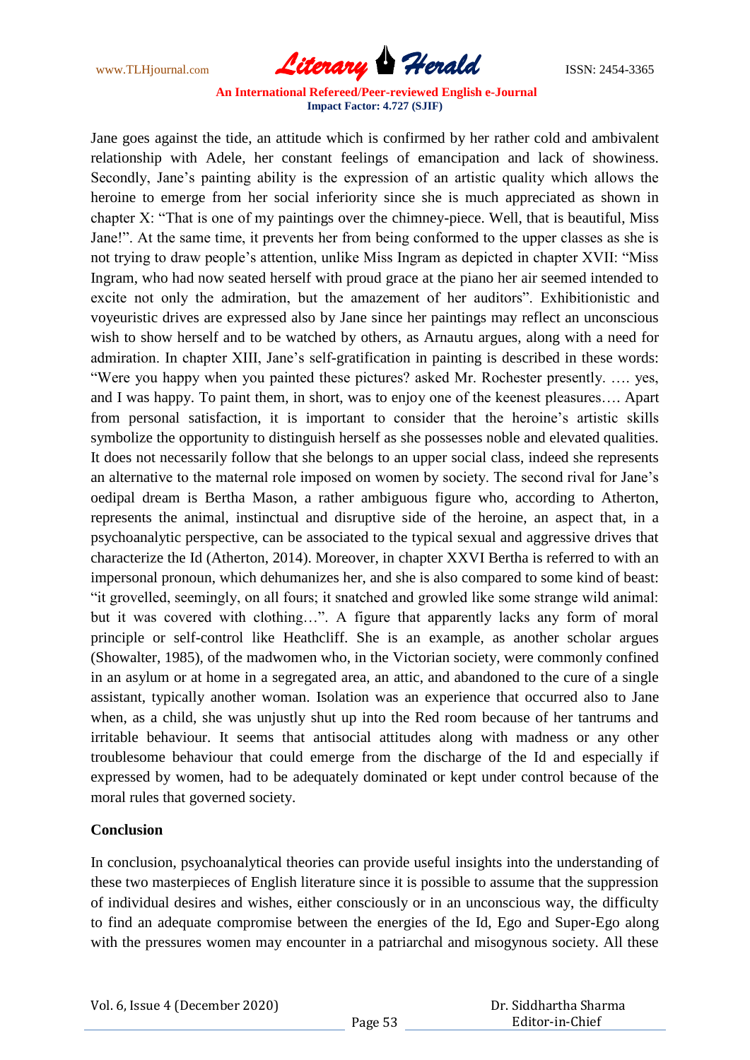Jane goes against the tide, an attitude which is confirmed by her rather cold and ambivalent relationship with Adele, her constant feelings of emancipation and lack of showiness. Secondly, Jane's painting ability is the expression of an artistic quality which allows the heroine to emerge from her social inferiority since she is much appreciated as shown in chapter X: "That is one of my paintings over the chimney-piece. Well, that is beautiful, Miss Jane!". At the same time, it prevents her from being conformed to the upper classes as she is not trying to draw people's attention, unlike Miss Ingram as depicted in chapter XVII: "Miss Ingram, who had now seated herself with proud grace at the piano her air seemed intended to excite not only the admiration, but the amazement of her auditors". Exhibitionistic and voyeuristic drives are expressed also by Jane since her paintings may reflect an unconscious wish to show herself and to be watched by others, as Arnautu argues, along with a need for admiration. In chapter XIII, Jane's self-gratification in painting is described in these words: "Were you happy when you painted these pictures? asked Mr. Rochester presently. …. yes, and I was happy. To paint them, in short, was to enjoy one of the keenest pleasures…. Apart from personal satisfaction, it is important to consider that the heroine's artistic skills symbolize the opportunity to distinguish herself as she possesses noble and elevated qualities. It does not necessarily follow that she belongs to an upper social class, indeed she represents an alternative to the maternal role imposed on women by society. The second rival for Jane's oedipal dream is Bertha Mason, a rather ambiguous figure who, according to Atherton, represents the animal, instinctual and disruptive side of the heroine, an aspect that, in a psychoanalytic perspective, can be associated to the typical sexual and aggressive drives that characterize the Id (Atherton, 2014). Moreover, in chapter XXVI Bertha is referred to with an impersonal pronoun, which dehumanizes her, and she is also compared to some kind of beast: "it grovelled, seemingly, on all fours; it snatched and growled like some strange wild animal: but it was covered with clothing…". A figure that apparently lacks any form of moral principle or self-control like Heathcliff. She is an example, as another scholar argues (Showalter, 1985), of the madwomen who, in the Victorian society, were commonly confined in an asylum or at home in a segregated area, an attic, and abandoned to the cure of a single assistant, typically another woman. Isolation was an experience that occurred also to Jane when, as a child, she was unjustly shut up into the Red room because of her tantrums and irritable behaviour. It seems that antisocial attitudes along with madness or any other troublesome behaviour that could emerge from the discharge of the Id and especially if expressed by women, had to be adequately dominated or kept under control because of the moral rules that governed society.

## Conclusion

In conclusion, psychoanalytical theories can provide useful insights into the understanding of these two masterpieces of English literature since it is possible to assume that the suppression of individual desires and wishes, either consciously or in an unconscious way, the difficulty to find an adequate compromise between the energies of the Id, Ego and Super-Ego along with the pressures women may encounter in a patriarchal and misogynous society. All these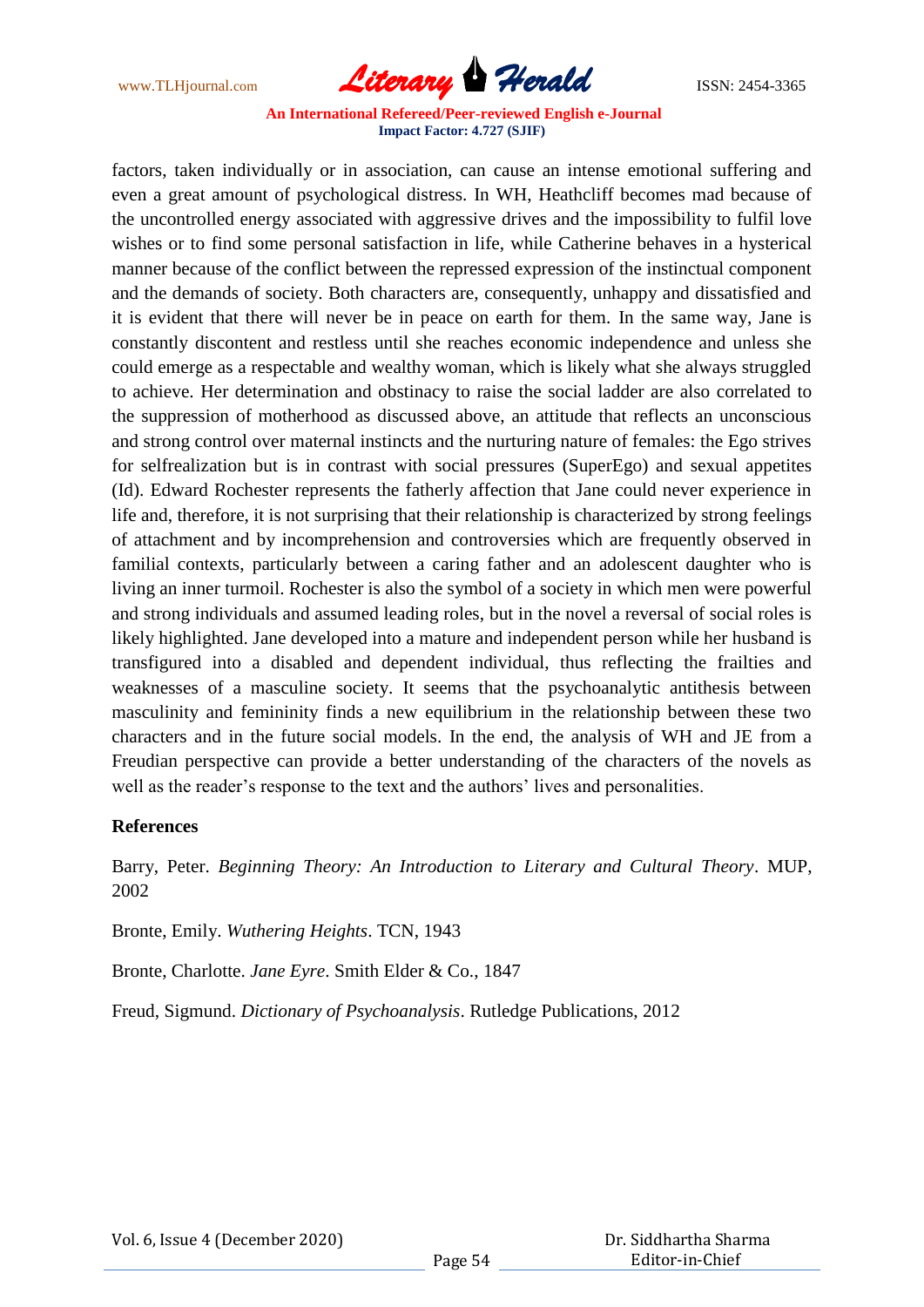factors, taken individually or in association, can cause an intense emotional suffering and even a great amount of psychological distress. In WH, Heathcliff becomes mad because of the uncontrolled energy associated with aggressive drives and the impossibility to fulfil love wishes or to find some personal satisfaction in life, while Catherine behaves in a hysterical manner because of the conflict between the repressed expression of the instinctual component and the demands of society. Both characters are, consequently, unhappy and dissatisfied and it is evident that there will never be in peace on earth for them. In the same way, Jane is constantly discontent and restless until she reaches economic independence and unless she could emerge as a respectable and wealthy woman, which is likely what she always struggled to achieve. Her determination and obstinacy to raise the social ladder are also correlated to the suppression of motherhood as discussed above, an attitude that reflects an unconscious and strong control over maternal instincts and the nurturing nature of females: the Ego strives for selfrealization but is in contrast with social pressures (SuperEgo) and sexual appetites (Id). Edward Rochester represents the fatherly affection that Jane could never experience in life and, therefore, it is not surprising that their relationship is characterized by strong feelings of attachment and by incomprehension and controversies which are frequently observed in familial contexts, particularly between a caring father and an adolescent daughter who is living an inner turmoil. Rochester is also the symbol of a society in which men were powerful and strong individuals and assumed leading roles, but in the novel a reversal of social roles is likely highlighted. Jane developed into a mature and independent person while her husband is transfigured into a disabled and dependent individual, thus reflecting the frailties and weaknesses of a masculine society. It seems that the psychoanalytic antithesis between masculinity and femininity finds a new equilibrium in the relationship between these two characters and in the future social models. In the end, the analysis of WH and JE from a Freudian perspective can provide a better understanding of the characters of the novels as well as the reader's response to the text and the authors' lives and personalities.

**References**

Barry, Peter. *Beginning Theory: An Introduction to Literary and Cultural Theory*. MUP, 2002

Bronte, Emily. *Wuthering Heights*. TCN, 1943

Bronte, Charlotte. *Jane Eyre*. Smith Elder & Co., 1847

Freud, Sigmund. *Dictionary of Psychoanalysis*. Rutledge Publications, 2012